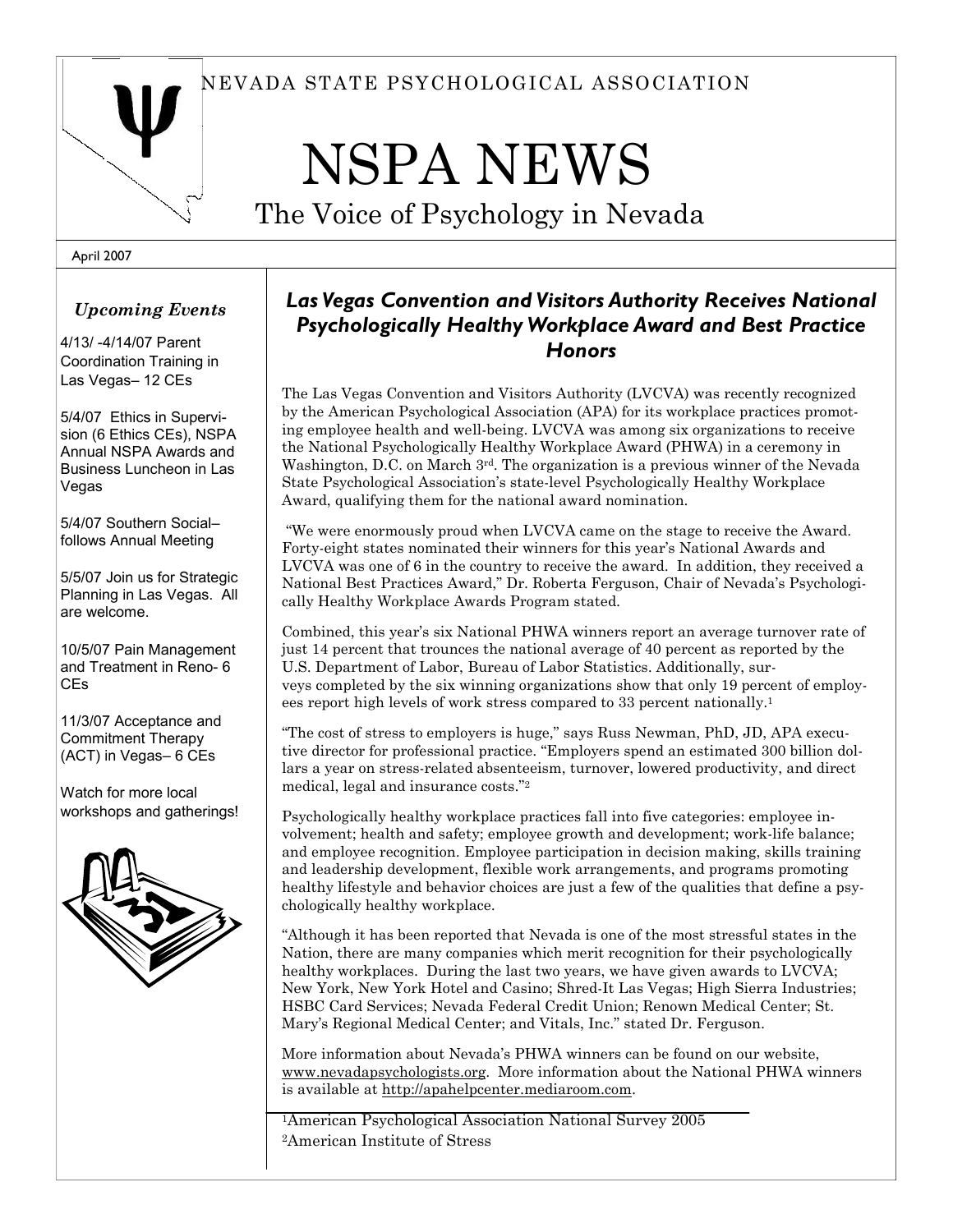NEVADA STATE PSYCHOLOGICAL ASSOCIATION

# NSPA NEWS

The Voice of Psychology in Nevada

April 2007

### *Upcoming Events*

4/13/ -4/14/07 Parent Coordination Training in Las Vegas– 12 CEs

5/4/07 Ethics in Supervision (6 Ethics CEs), NSPA Annual NSPA Awards and Business Luncheon in Las Vegas

5/4/07 Southern Social–follows Annual Meeting

5/5/07 Join us for Strategic Planning in Las Vegas. All are welcome.

10/5/07 Pain Management and Treatment in Reno- 6 CEs

11/3/07 Acceptance and Commitment Therapy (ACT) in Vegas– 6 CEs

Watch for more local workshops and gatherings!

## *Las Vegas Convention and Visitors Authority Receives National Psychologically Healthy Workplace Award and Best Practice Honors*

The Las Vegas Convention and Visitors Authority (LVCVA) was recently recognized by the American Psychological Association (APA) for its workplace practices promoting employee health and well-being. LVCVA was among six organizations to receive the National Psychologically Healthy Workplace Award (PHWA) in a ceremony in Washington, D.C. on March 3rd. The organization is a previous winner of the Nevada State Psychological Association's state-level Psychologically Healthy Workplace Award, qualifying them for the national award nomination.

"We were enormously proud when LVCVA came on the stage to receive the Award. Forty-eight states nominated their winners for this year's National Awards and LVCVA was one of 6 in the country to receive the award. In addition, they received a National Best Practices Award," Dr. Roberta Ferguson, Chair of Nevada's Psychologically Healthy Workplace Awards Program stated.

Combined, this year's six National PHWA winners report an average turnover rate of just 14 percent that trounces the national average of 40 percent as reported by the U.S. Department of Labor, Bureau of Labor Statistics. Additionally, surveys completed by the six winning organizations show that only 19 percent of employees report high levels of work stress compared to 33 percent nationally.[1]

"The cost of stress to employers is huge," says Russ Newman, PhD, JD, APA executive director for professional practice. "Employers spend an estimated 300 billion dollars a year on stress-related absenteeism, turnover, lowered productivity, and direct medical, legal and insurance costs."[2]

Psychologically healthy workplace practices fall into five categories: employee involvement; health and safety; employee growth and development; work-life balance; and employee recognition. Employee participation in decision making, skills training and leadership development, flexible work arrangements, and programs promoting healthy lifestyle and behavior choices are just a few of the qualities that define a psychologically healthy workplace.

"Although it has been reported that Nevada is one of the most stressful states in the Nation, there are many companies which merit recognition for their psychologically healthy workplaces. During the last two years, we have given awards to LVCVA; New York, New York Hotel and Casino; Shred-It Las Vegas; High Sierra Industries; HSBC Card Services; Nevada Federal Credit Union; Renown Medical Center; St. Mary's Regional Medical Center; and Vitals, Inc." stated Dr. Ferguson.

More information about Nevada's PHWA winners can be found on our website, www.nevadapsychologists.org. More information about the National PHWA winners is available at http://apahelpcenter.mediaroom.com.

[1]American Psychological Association National Survey 2005

[2]American Institute of Stress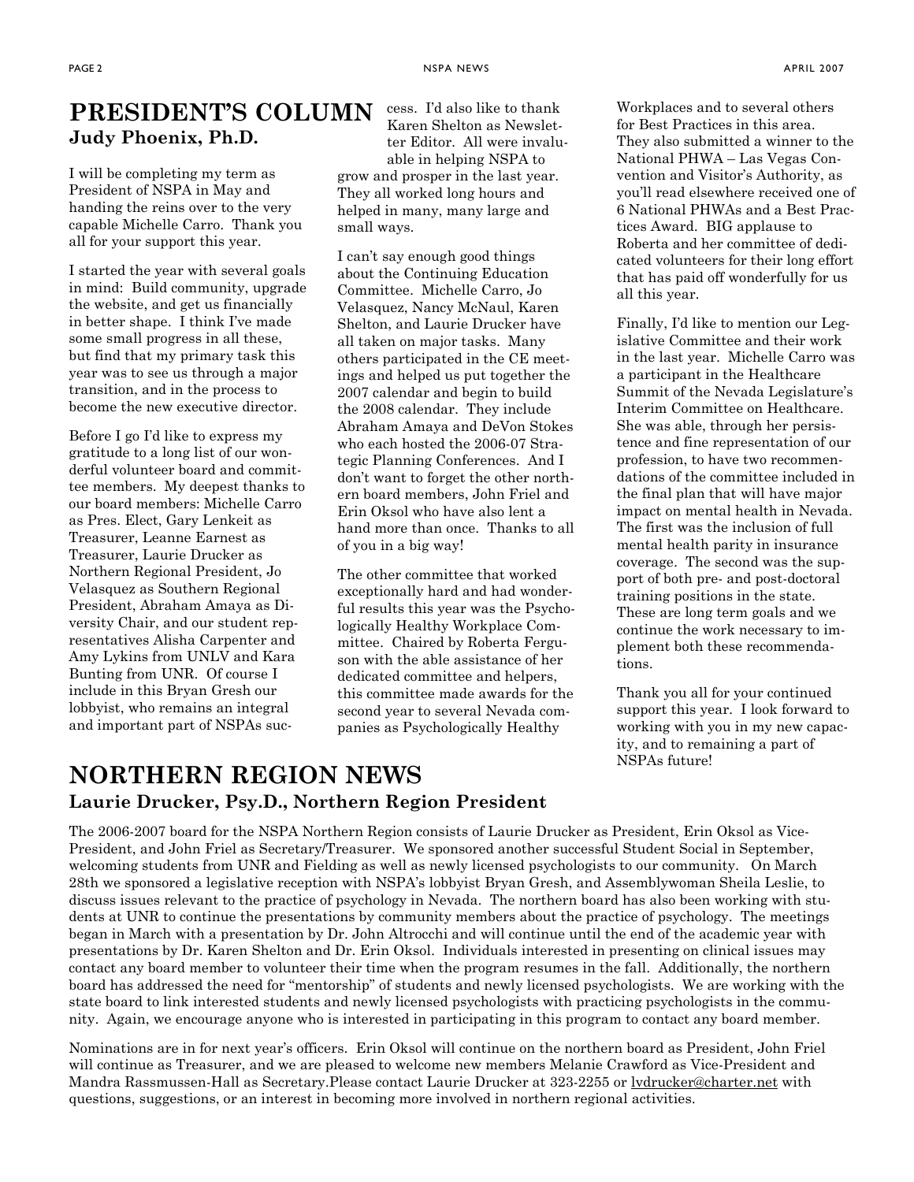## PRESIDENT'S COLUMN
### Judy Phoenix, Ph.D.

I will be completing my term as President of NSPA in May and handing the reins over to the very capable Michelle Carro. Thank you all for your support this year.

I started the year with several goals in mind: Build community, upgrade the website, and get us financially in better shape. I think I've made some small progress in all these, but find that my primary task this year was to see us through a major transition, and in the process to become the new executive director.

Before I go I'd like to express my gratitude to a long list of our wonderful volunteer board and committee members. My deepest thanks to our board members: Michelle Carro as Pres. Elect, Gary Lenkeit as Treasurer, Leanne Earnest as Treasurer, Laurie Drucker as Northern Regional President, Jo Velasquez as Southern Regional President, Abraham Amaya as Diversity Chair, and our student representatives Alisha Carpenter and Amy Lykins from UNLV and Kara Bunting from UNR. Of course I include in this Bryan Gresh our lobbyist, who remains an integral and important part of NSPAs success. I'd also like to thank Karen Shelton as Newsletter Editor. All were invaluable in helping NSPA to grow and prosper in the last year. They all worked long hours and helped in many, many large and small ways.

I can't say enough good things about the Continuing Education Committee. Michelle Carro, Jo Velasquez, Nancy McNaul, Karen Shelton, and Laurie Drucker have all taken on major tasks. Many others participated in the CE meetings and helped us put together the 2007 calendar and begin to build the 2008 calendar. They include Abraham Amaya and DeVon Stokes who each hosted the 2006-07 Strategic Planning Conferences. And I don't want to forget the other northern board members, John Friel and Erin Oksol who have also lent a hand more than once. Thanks to all of you in a big way!

The other committee that worked exceptionally hard and had wonderful results this year was the Psychologically Healthy Workplace Committee. Chaired by Roberta Ferguson with the able assistance of her dedicated committee and helpers, this committee made awards for the second year to several Nevada companies as Psychologically Healthy Workplaces and to several others for Best Practices in this area. They also submitted a winner to the National PHWA – Las Vegas Convention and Visitor's Authority, as you'll read elsewhere received one of 6 National PHWAs and a Best Practices Award. BIG applause to Roberta and her committee of dedicated volunteers for their long effort that has paid off wonderfully for us all this year.

Finally, I'd like to mention our Legislative Committee and their work in the last year. Michelle Carro was a participant in the Healthcare Summit of the Nevada Legislature's Interim Committee on Healthcare. She was able, through her persistence and fine representation of our profession, to have two recommendations of the committee included in the final plan that will have major impact on mental health in Nevada. The first was the inclusion of full mental health parity in insurance coverage. The second was the support of both pre- and post-doctoral training positions in the state. These are long term goals and we continue the work necessary to implement both these recommendations.

Thank you all for your continued support this year. I look forward to working with you in my new capacity, and to remaining a part of NSPAs future!

## NORTHERN REGION NEWS
### Laurie Drucker, Psy.D., Northern Region President

The 2006-2007 board for the NSPA Northern Region consists of Laurie Drucker as President, Erin Oksol as Vice-President, and John Friel as Secretary/Treasurer. We sponsored another successful Student Social in September, welcoming students from UNR and Fielding as well as newly licensed psychologists to our community. On March 28th we sponsored a legislative reception with NSPA's lobbyist Bryan Gresh, and Assemblywoman Sheila Leslie, to discuss issues relevant to the practice of psychology in Nevada. The northern board has also been working with students at UNR to continue the presentations by community members about the practice of psychology. The meetings began in March with a presentation by Dr. John Altrocchi and will continue until the end of the academic year with presentations by Dr. Karen Shelton and Dr. Erin Oksol. Individuals interested in presenting on clinical issues may contact any board member to volunteer their time when the program resumes in the fall. Additionally, the northern board has addressed the need for "mentorship" of students and newly licensed psychologists. We are working with the state board to link interested students and newly licensed psychologists with practicing psychologists in the community. Again, we encourage anyone who is interested in participating in this program to contact any board member.

Nominations are in for next year's officers. Erin Oksol will continue on the northern board as President, John Friel will continue as Treasurer, and we are pleased to welcome new members Melanie Crawford as Vice-President and Mandra Rassmussen-Hall as Secretary.Please contact Laurie Drucker at 323-2255 or lvdrucker@charter.net with questions, suggestions, or an interest in becoming more involved in northern regional activities.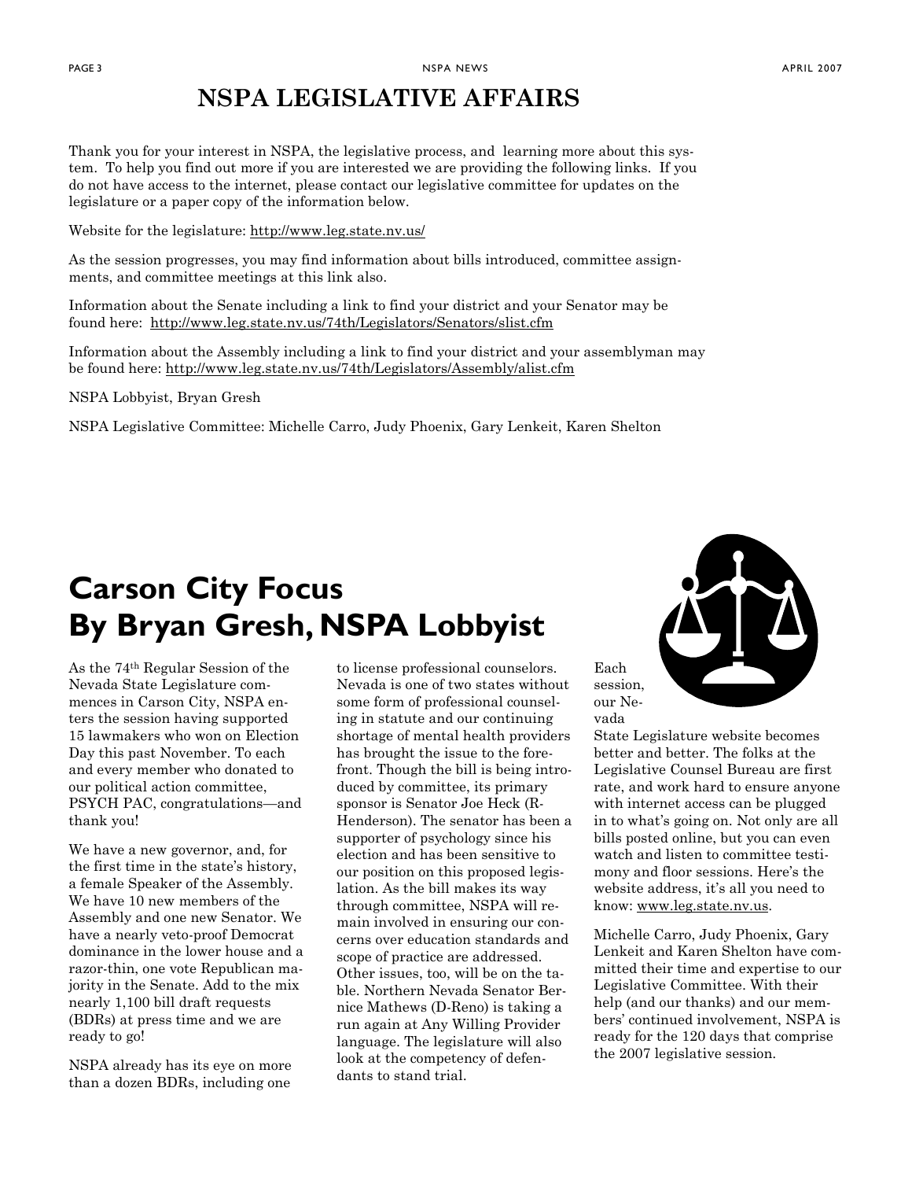# NSPA LEGISLATIVE AFFAIRS

Thank you for your interest in NSPA, the legislative process, and learning more about this system. To help you find out more if you are interested we are providing the following links. If you do not have access to the internet, please contact our legislative committee for updates on the legislature or a paper copy of the information below.

Website for the legislature: http://www.leg.state.nv.us/

As the session progresses, you may find information about bills introduced, committee assignments, and committee meetings at this link also.

Information about the Senate including a link to find your district and your Senator may be found here: http://www.leg.state.nv.us/74th/Legislators/Senators/slist.cfm

Information about the Assembly including a link to find your district and your assemblyman may be found here: http://www.leg.state.nv.us/74th/Legislators/Assembly/alist.cfm

NSPA Lobbyist, Bryan Gresh

NSPA Legislative Committee: Michelle Carro, Judy Phoenix, Gary Lenkeit, Karen Shelton

# Carson City Focus
# By Bryan Gresh, NSPA Lobbyist

As the 74th Regular Session of the Nevada State Legislature commences in Carson City, NSPA enters the session having supported 15 lawmakers who won on Election Day this past November. To each and every member who donated to our political action committee, PSYCH PAC, congratulations—and thank you!

We have a new governor, and, for the first time in the state's history, a female Speaker of the Assembly. We have 10 new members of the Assembly and one new Senator. We have a nearly veto-proof Democrat dominance in the lower house and a razor-thin, one vote Republican majority in the Senate. Add to the mix nearly 1,100 bill draft requests (BDRs) at press time and we are ready to go!

NSPA already has its eye on more than a dozen BDRs, including one to license professional counselors. Nevada is one of two states without some form of professional counseling in statute and our continuing shortage of mental health providers has brought the issue to the forefront. Though the bill is being introduced by committee, its primary sponsor is Senator Joe Heck (R-Henderson). The senator has been a supporter of psychology since his election and has been sensitive to our position on this proposed legislation. As the bill makes its way through committee, NSPA will remain involved in ensuring our concerns over education standards and scope of practice are addressed. Other issues, too, will be on the table. Northern Nevada Senator Bernice Mathews (D-Reno) is taking a run again at Any Willing Provider language. The legislature will also look at the competency of defendants to stand trial.

Each session, our Nevada State Legislature website becomes better and better. The folks at the Legislative Counsel Bureau are first rate, and work hard to ensure anyone with internet access can be plugged in to what's going on. Not only are all bills posted online, but you can even watch and listen to committee testimony and floor sessions. Here's the website address, it's all you need to know: www.leg.state.nv.us.

Michelle Carro, Judy Phoenix, Gary Lenkeit and Karen Shelton have committed their time and expertise to our Legislative Committee. With their help (and our thanks) and our members' continued involvement, NSPA is ready for the 120 days that comprise the 2007 legislative session.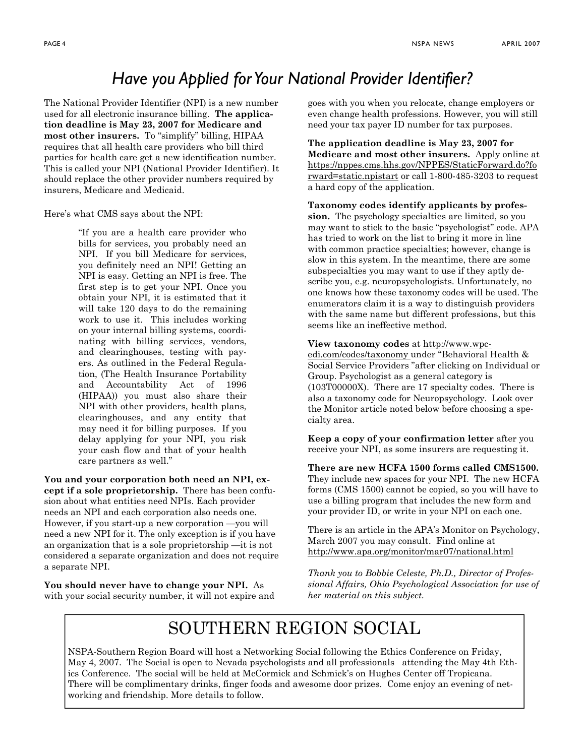// Header "PAGE 4 NSPA NEWS APRIL 2007" omitted.
# *Have you Applied for Your National Provider Identifier?*

The National Provider Identifier (NPI) is a new number used for all electronic insurance billing. **The application deadline is May 23, 2007 for Medicare and most other insurers.** To "simplify" billing, HIPAA requires that all health care providers who bill third parties for health care get a new identification number. This is called your NPI (National Provider Identifier). It should replace the other provider numbers required by insurers, Medicare and Medicaid.

Here's what CMS says about the NPI:

> "If you are a health care provider who bills for services, you probably need an NPI. If you bill Medicare for services, you definitely need an NPI! Getting an NPI is easy. Getting an NPI is free. The first step is to get your NPI. Once you obtain your NPI, it is estimated that it will take 120 days to do the remaining work to use it. This includes working on your internal billing systems, coordinating with billing services, vendors, and clearinghouses, testing with payers. As outlined in the Federal Regulation, (The Health Insurance Portability and Accountability Act of 1996 (HIPAA)) you must also share their NPI with other providers, health plans, clearinghouses, and any entity that may need it for billing purposes. If you delay applying for your NPI, you risk your cash flow and that of your health care partners as well."

**You and your corporation both need an NPI, except if a sole proprietorship.** There has been confusion about what entities need NPIs. Each provider needs an NPI and each corporation also needs one. However, if you start-up a new corporation —you will need a new NPI for it. The only exception is if you have an organization that is a sole proprietorship —it is not considered a separate organization and does not require a separate NPI.

**You should never have to change your NPI.** As with your social security number, it will not expire and goes with you when you relocate, change employers or even change health professions. However, you will still need your tax payer ID number for tax purposes.

**The application deadline is May 23, 2007 for Medicare and most other insurers.** Apply online at https://nppes.cms.hhs.gov/NPPES/StaticForward.do?forward=static.npistart or call 1-800-485-3203 to request a hard copy of the application.

**Taxonomy codes identify applicants by profession.** The psychology specialties are limited, so you may want to stick to the basic "psychologist" code. APA has tried to work on the list to bring it more in line with common practice specialties; however, change is slow in this system. In the meantime, there are some subspecialties you may want to use if they aptly describe you, e.g. neuropsychologists. Unfortunately, no one knows how these taxonomy codes will be used. The enumerators claim it is a way to distinguish providers with the same name but different professions, but this seems like an ineffective method.

**View taxonomy codes** at http://www.wpc-edi.com/codes/taxonomy under "Behavioral Health & Social Service Providers "after clicking on Individual or Group. Psychologist as a general category is (103T00000X). There are 17 specialty codes. There is also a taxonomy code for Neuropsychology. Look over the Monitor article noted below before choosing a specialty area.

**Keep a copy of your confirmation letter** after you receive your NPI, as some insurers are requesting it.

**There are new HCFA 1500 forms called CMS1500.** They include new spaces for your NPI. The new HCFA forms (CMS 1500) cannot be copied, so you will have to use a billing program that includes the new form and your provider ID, or write in your NPI on each one.

There is an article in the APA's Monitor on Psychology, March 2007 you may consult. Find online at http://www.apa.org/monitor/mar07/national.html

*Thank you to Bobbie Celeste, Ph.D., Director of Professional Affairs, Ohio Psychological Association for use of her material on this subject.*

# SOUTHERN REGION SOCIAL

NSPA-Southern Region Board will host a Networking Social following the Ethics Conference on Friday, May 4, 2007. The Social is open to Nevada psychologists and all professionals attending the May 4th Ethics Conference. The social will be held at McCormick and Schmick's on Hughes Center off Tropicana. There will be complimentary drinks, finger foods and awesome door prizes. Come enjoy an evening of networking and friendship. More details to follow.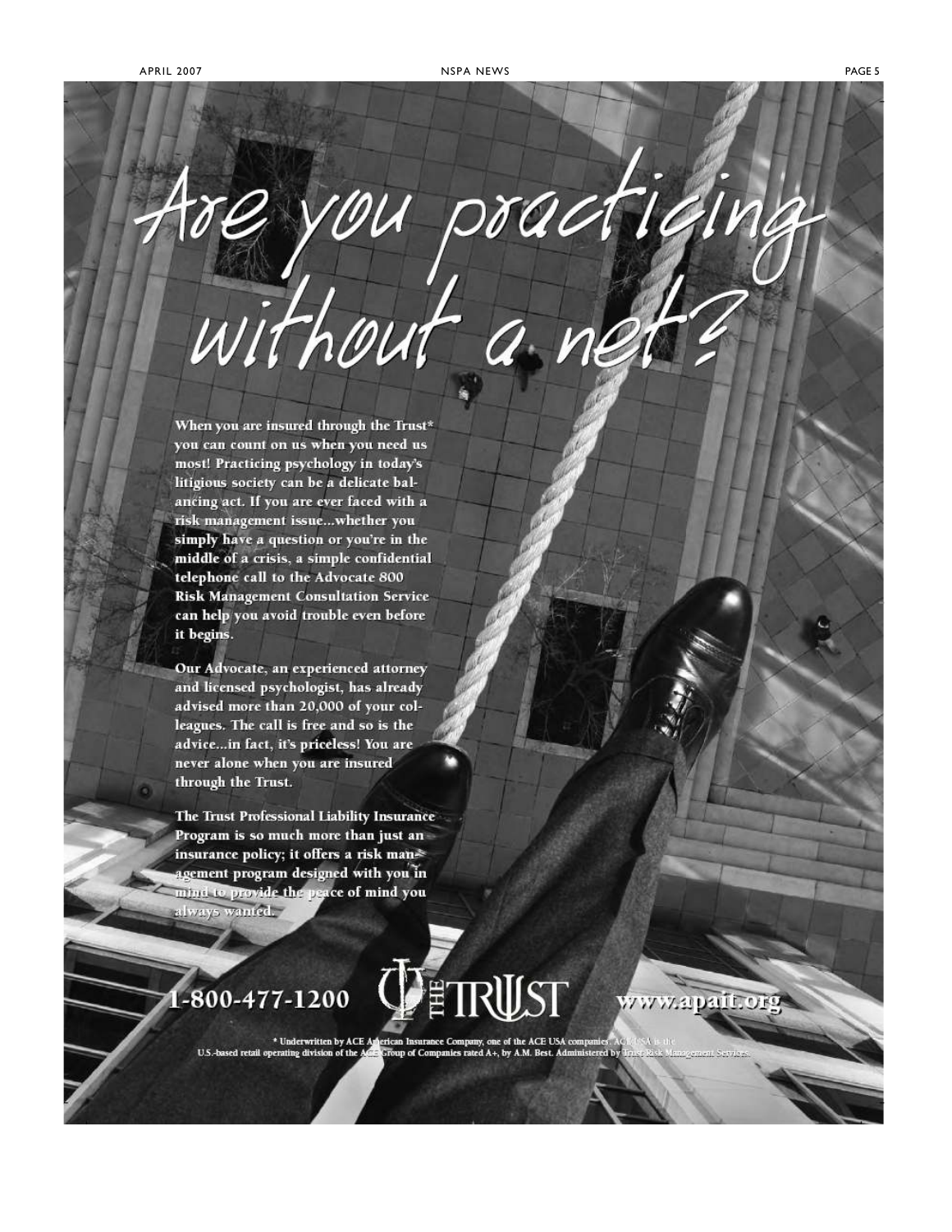# Are you practicing without a net?

**When you are insured through the Trust* you can count on us when you need us most! Practicing psychology in today's litigious society can be a delicate balancing act. If you are ever faced with a risk management issue...whether you simply have a question or you're in the middle of a crisis, a simple confidential telephone call to the Advocate 800 Risk Management Consultation Service can help you avoid trouble even before it begins.**

**Our Advocate, an experienced attorney and licensed psychologist, has already advised more than 20,000 of your colleagues. The call is free and so is the advice...in fact, it's priceless! You are never alone when you are insured through the Trust.**

**The Trust Professional Liability Insurance Program is so much more than just an insurance policy; it offers a risk management program designed with you in mind to provide the peace of mind you always wanted.**

**1-800-477-1200** THE TRUST **www.apait.org**

* Underwritten by ACE American Insurance Company, one of the ACE USA companies. ACE USA is the U.S.-based retail operating division of the ACE Group of Companies rated A+, by A.M. Best. Administered by Trust Risk Management Services.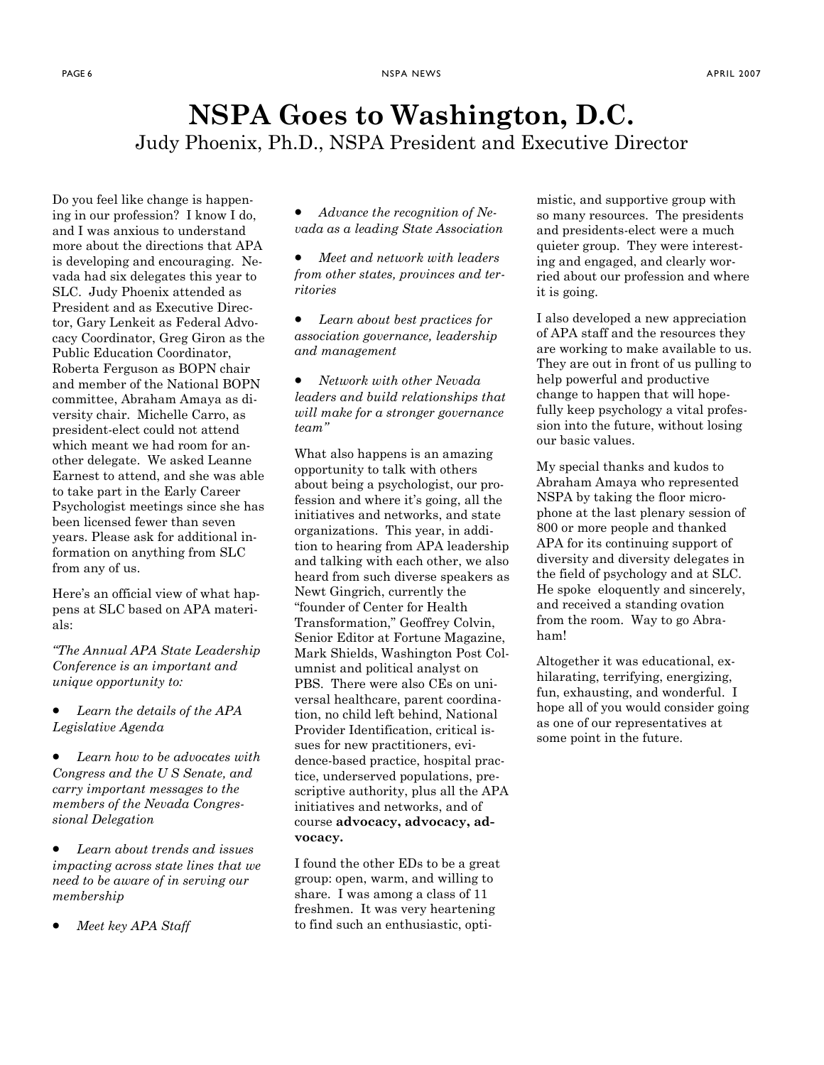# NSPA Goes to Washington, D.C.

Judy Phoenix, Ph.D., NSPA President and Executive Director

Do you feel like change is happening in our profession? I know I do, and I was anxious to understand more about the directions that APA is developing and encouraging. Nevada had six delegates this year to SLC. Judy Phoenix attended as President and as Executive Director, Gary Lenkeit as Federal Advocacy Coordinator, Greg Giron as the Public Education Coordinator, Roberta Ferguson as BOPN chair and member of the National BOPN committee, Abraham Amaya as diversity chair. Michelle Carro, as president-elect could not attend which meant we had room for another delegate. We asked Leanne Earnest to attend, and she was able to take part in the Early Career Psychologist meetings since she has been licensed fewer than seven years. Please ask for additional information on anything from SLC from any of us.

Here's an official view of what happens at SLC based on APA materials:

*"The Annual APA State Leadership Conference is an important and unique opportunity to:*

- *Learn the details of the APA Legislative Agenda*
- *Learn how to be advocates with Congress and the U S Senate, and carry important messages to the members of the Nevada Congressional Delegation*
- *Learn about trends and issues impacting across state lines that we need to be aware of in serving our membership*
- *Meet key APA Staff*
- *Advance the recognition of Nevada as a leading State Association*
- *Meet and network with leaders from other states, provinces and territories*
- *Learn about best practices for association governance, leadership and management*
- *Network with other Nevada leaders and build relationships that will make for a stronger governance team"*

What also happens is an amazing opportunity to talk with others about being a psychologist, our profession and where it's going, all the initiatives and networks, and state organizations. This year, in addition to hearing from APA leadership and talking with each other, we also heard from such diverse speakers as Newt Gingrich, currently the "founder of Center for Health Transformation," Geoffrey Colvin, Senior Editor at Fortune Magazine, Mark Shields, Washington Post Columnist and political analyst on PBS. There were also CEs on universal healthcare, parent coordination, no child left behind, National Provider Identification, critical issues for new practitioners, evidence-based practice, hospital practice, underserved populations, prescriptive authority, plus all the APA initiatives and networks, and of course **advocacy, advocacy, advocacy.**

I found the other EDs to be a great group: open, warm, and willing to share. I was among a class of 11 freshmen. It was very heartening to find such an enthusiastic, optimistic, and supportive group with so many resources. The presidents and presidents-elect were a much quieter group. They were interesting and engaged, and clearly worried about our profession and where it is going.

I also developed a new appreciation of APA staff and the resources they are working to make available to us. They are out in front of us pulling to help powerful and productive change to happen that will hopefully keep psychology a vital profession into the future, without losing our basic values.

My special thanks and kudos to Abraham Amaya who represented NSPA by taking the floor microphone at the last plenary session of 800 or more people and thanked APA for its continuing support of diversity and diversity delegates in the field of psychology and at SLC. He spoke eloquently and sincerely, and received a standing ovation from the room. Way to go Abraham!

Altogether it was educational, exhilarating, terrifying, energizing, fun, exhausting, and wonderful. I hope all of you would consider going as one of our representatives at some point in the future.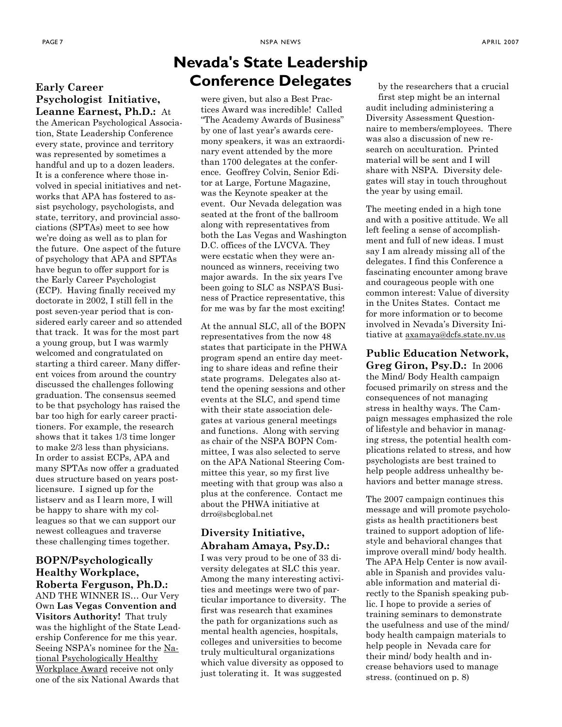# Nevada's State Leadership Conference Delegates

**Early Career Psychologist Initiative, Leanne Earnest, Ph.D.:** At the American Psychological Association, State Leadership Conference every state, province and territory was represented by sometimes a handful and up to a dozen leaders. It is a conference where those involved in special initiatives and networks that APA has fostered to assist psychology, psychologists, and state, territory, and provincial associations (SPTAs) meet to see how we're doing as well as to plan for the future. One aspect of the future of psychology that APA and SPTAs have begun to offer support for is the Early Career Psychologist (ECP). Having finally received my doctorate in 2002, I still fell in the post seven-year period that is considered early career and so attended that track. It was for the most part a young group, but I was warmly welcomed and congratulated on starting a third career. Many different voices from around the country discussed the challenges following graduation. The consensus seemed to be that psychology has raised the bar too high for early career practitioners. For example, the research shows that it takes 1/3 time longer to make 2/3 less than physicians. In order to assist ECPs, APA and many SPTAs now offer a graduated dues structure based on years post-licensure. I signed up for the listserv and as I learn more, I will be happy to share with my colleagues so that we can support our newest colleagues and traverse these challenging times together.

**BOPN/Psychologically Healthy Workplace, Roberta Ferguson, Ph.D.:** AND THE WINNER IS… Our Very Own **Las Vegas Convention and Visitors Authority!** That truly was the highlight of the State Leadership Conference for me this year. Seeing NSPA's nominee for the National Psychologically Healthy Workplace Award receive not only one of the six National Awards that were given, but also a Best Practices Award was incredible! Called "The Academy Awards of Business" by one of last year's awards ceremony speakers, it was an extraordinary event attended by the more than 1700 delegates at the conference. Geoffrey Colvin, Senior Editor at Large, Fortune Magazine, was the Keynote speaker at the event. Our Nevada delegation was seated at the front of the ballroom along with representatives from both the Las Vegas and Washington D.C. offices of the LVCVA. They were ecstatic when they were announced as winners, receiving two major awards. In the six years I've been going to SLC as NSPA'S Business of Practice representative, this for me was by far the most exciting!

At the annual SLC, all of the BOPN representatives from the now 48 states that participate in the PHWA program spend an entire day meeting to share ideas and refine their state programs. Delegates also attend the opening sessions and other events at the SLC, and spend time with their state association delegates at various general meetings and functions. Along with serving as chair of the NSPA BOPN Committee, I was also selected to serve on the APA National Steering Committee this year, so my first live meeting with that group was also a plus at the conference. Contact me about the PHWA initiative at drro@sbcglobal.net

**Diversity Initiative, Abraham Amaya, Psy.D.:** I was very proud to be one of 33 diversity delegates at SLC this year. Among the many interesting activities and meetings were two of particular importance to diversity. The first was research that examines the path for organizations such as mental health agencies, hospitals, colleges and universities to become truly multicultural organizations which value diversity as opposed to just tolerating it. It was suggested by the researchers that a crucial first step might be an internal audit including administering a Diversity Assessment Questionnaire to members/employees. There was also a discussion of new research on acculturation. Printed material will be sent and I will share with NSPA. Diversity delegates will stay in touch throughout the year by using email.

The meeting ended in a high tone and with a positive attitude. We all left feeling a sense of accomplishment and full of new ideas. I must say I am already missing all of the delegates. I find this Conference a fascinating encounter among brave and courageous people with one common interest: Value of diversity in the Unites States. Contact me for more information or to become involved in Nevada's Diversity Initiative at axamaya@dcfs.state.nv.us

**Public Education Network, Greg Giron, Psy.D.:** In 2006 the Mind/ Body Health campaign focused primarily on stress and the consequences of not managing stress in healthy ways. The Campaign messages emphasized the role of lifestyle and behavior in managing stress, the potential health complications related to stress, and how psychologists are best trained to help people address unhealthy behaviors and better manage stress.

The 2007 campaign continues this message and will promote psychologists as health practitioners best trained to support adoption of lifestyle and behavioral changes that improve overall mind/ body health. The APA Help Center is now available in Spanish and provides valuable information and material directly to the Spanish speaking public. I hope to provide a series of training seminars to demonstrate the usefulness and use of the mind/ body health campaign materials to help people in Nevada care for their mind/ body health and increase behaviors used to manage stress. (continued on p. 8)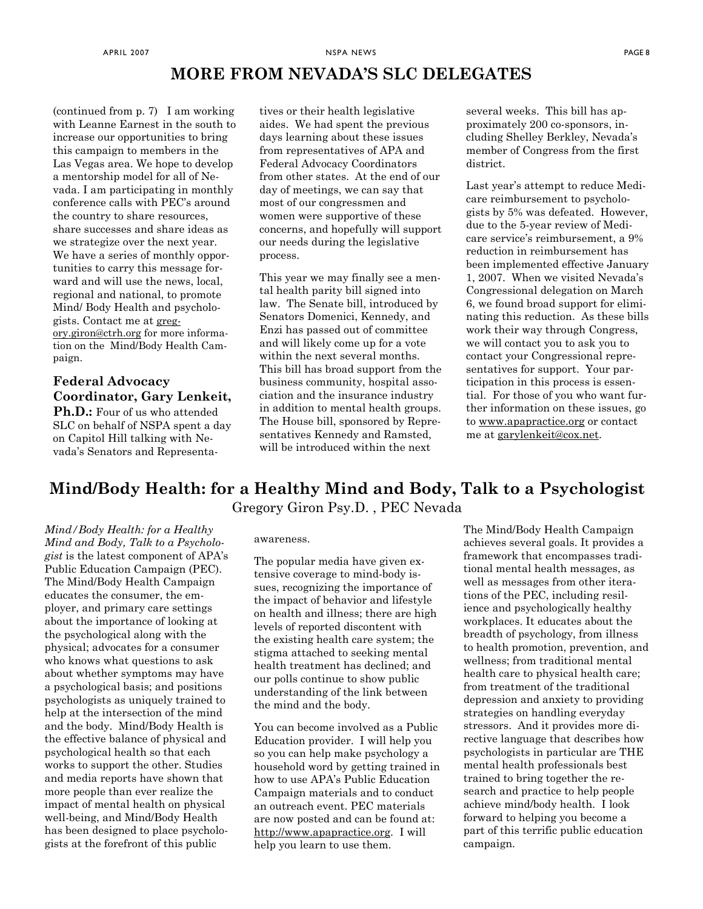# MORE FROM NEVADA'S SLC DELEGATES

(continued from p. 7) I am working with Leanne Earnest in the south to increase our opportunities to bring this campaign to members in the Las Vegas area. We hope to develop a mentorship model for all of Nevada. I am participating in monthly conference calls with PEC's around the country to share resources, share successes and share ideas as we strategize over the next year. We have a series of monthly opportunities to carry this message forward and will use the news, local, regional and national, to promote Mind/ Body Health and psychologists. Contact me at gregory.giron@ctrh.org for more information on the Mind/Body Health Campaign.

### Federal Advocacy Coordinator, Gary Lenkeit, Ph.D.:

**Federal Advocacy Coordinator, Gary Lenkeit, Ph.D.:** Four of us who attended SLC on behalf of NSPA spent a day on Capitol Hill talking with Nevada's Senators and Representatives or their health legislative aides. We had spent the previous days learning about these issues from representatives of APA and Federal Advocacy Coordinators from other states. At the end of our day of meetings, we can say that most of our congressmen and women were supportive of these concerns, and hopefully will support our needs during the legislative process.

This year we may finally see a mental health parity bill signed into law. The Senate bill, introduced by Senators Domenici, Kennedy, and Enzi has passed out of committee and will likely come up for a vote within the next several months. This bill has broad support from the business community, hospital association and the insurance industry in addition to mental health groups. The House bill, sponsored by Representatives Kennedy and Ramsted, will be introduced within the next several weeks. This bill has approximately 200 co-sponsors, including Shelley Berkley, Nevada's member of Congress from the first district.

Last year's attempt to reduce Medicare reimbursement to psychologists by 5% was defeated. However, due to the 5-year review of Medicare service's reimbursement, a 9% reduction in reimbursement has been implemented effective January 1, 2007. When we visited Nevada's Congressional delegation on March 6, we found broad support for eliminating this reduction. As these bills work their way through Congress, we will contact you to ask you to contact your Congressional representatives for support. Your participation in this process is essential. For those of you who want further information on these issues, go to www.apapractice.org or contact me at garylenkeit@cox.net.

## Mind/Body Health: for a Healthy Mind and Body, Talk to a Psychologist

Gregory Giron Psy.D. , PEC Nevada

*Mind/Body Health: for a Healthy Mind and Body, Talk to a Psychologist* is the latest component of APA's Public Education Campaign (PEC). The Mind/Body Health Campaign educates the consumer, the employer, and primary care settings about the importance of looking at the psychological along with the physical; advocates for a consumer who knows what questions to ask about whether symptoms may have a psychological basis; and positions psychologists as uniquely trained to help at the intersection of the mind and the body. Mind/Body Health is the effective balance of physical and psychological health so that each works to support the other. Studies and media reports have shown that more people than ever realize the impact of mental health on physical well-being, and Mind/Body Health has been designed to place psychologists at the forefront of this public awareness.

The popular media have given extensive coverage to mind-body issues, recognizing the importance of the impact of behavior and lifestyle on health and illness; there are high levels of reported discontent with the existing health care system; the stigma attached to seeking mental health treatment has declined; and our polls continue to show public understanding of the link between the mind and the body.

You can become involved as a Public Education provider. I will help you so you can help make psychology a household word by getting trained in how to use APA's Public Education Campaign materials and to conduct an outreach event. PEC materials are now posted and can be found at: http://www.apapractice.org. I will help you learn to use them.

The Mind/Body Health Campaign achieves several goals. It provides a framework that encompasses traditional mental health messages, as well as messages from other iterations of the PEC, including resilience and psychologically healthy workplaces. It educates about the breadth of psychology, from illness to health promotion, prevention, and wellness; from traditional mental health care to physical health care; from treatment of the traditional depression and anxiety to providing strategies on handling everyday stressors. And it provides more directive language that describes how psychologists in particular are THE mental health professionals best trained to bring together the research and practice to help people achieve mind/body health. I look forward to helping you become a part of this terrific public education campaign.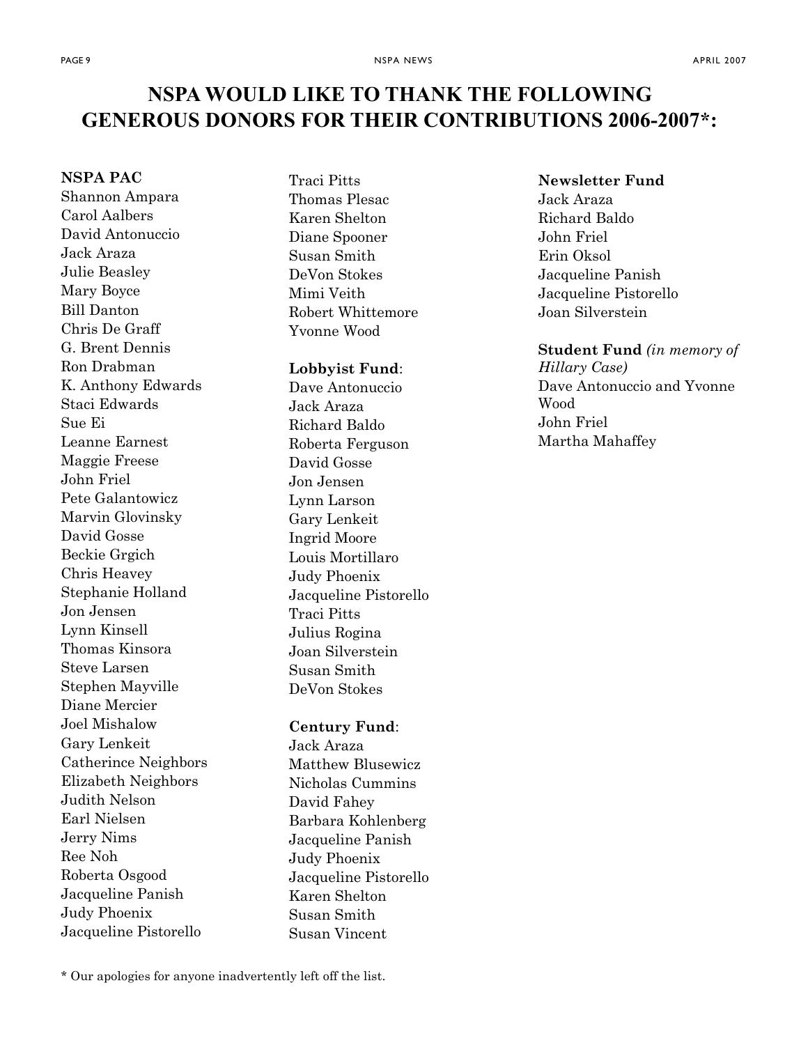# NSPA WOULD LIKE TO THANK THE FOLLOWING GENEROUS DONORS FOR THEIR CONTRIBUTIONS 2006-2007*:

**NSPA PAC**

Shannon Ampara
Carol Aalbers
David Antonuccio
Jack Araza
Julie Beasley
Mary Boyce
Bill Danton
Chris De Graff
G. Brent Dennis
Ron Drabman
K. Anthony Edwards
Staci Edwards
Sue Ei
Leanne Earnest
Maggie Freese
John Friel
Pete Galantowicz
Marvin Glovinsky
David Gosse
Beckie Grgich
Chris Heavey
Stephanie Holland
Jon Jensen
Lynn Kinsell
Thomas Kinsora
Steve Larsen
Stephen Mayville
Diane Mercier
Joel Mishalow
Gary Lenkeit
Catherince Neighbors
Elizabeth Neighbors
Judith Nelson
Earl Nielsen
Jerry Nims
Ree Noh
Roberta Osgood
Jacqueline Panish
Judy Phoenix
Jacqueline Pistorello
Traci Pitts
Thomas Plesac
Karen Shelton
Diane Spooner
Susan Smith
DeVon Stokes
Mimi Veith
Robert Whittemore
Yvonne Wood

**Lobbyist Fund**:

Dave Antonuccio
Jack Araza
Richard Baldo
Roberta Ferguson
David Gosse
Jon Jensen
Lynn Larson
Gary Lenkeit
Ingrid Moore
Louis Mortillaro
Judy Phoenix
Jacqueline Pistorello
Traci Pitts
Julius Rogina
Joan Silverstein
Susan Smith
DeVon Stokes

**Century Fund**:

Jack Araza
Matthew Blusewicz
Nicholas Cummins
David Fahey
Barbara Kohlenberg
Jacqueline Panish
Judy Phoenix
Jacqueline Pistorello
Karen Shelton
Susan Smith
Susan Vincent

**Newsletter Fund**

Jack Araza
Richard Baldo
John Friel
Erin Oksol
Jacqueline Panish
Jacqueline Pistorello
Joan Silverstein

**Student Fund** *(in memory of Hillary Case)*

Dave Antonuccio and Yvonne Wood
John Friel
Martha Mahaffey

\* Our apologies for anyone inadvertently left off the list.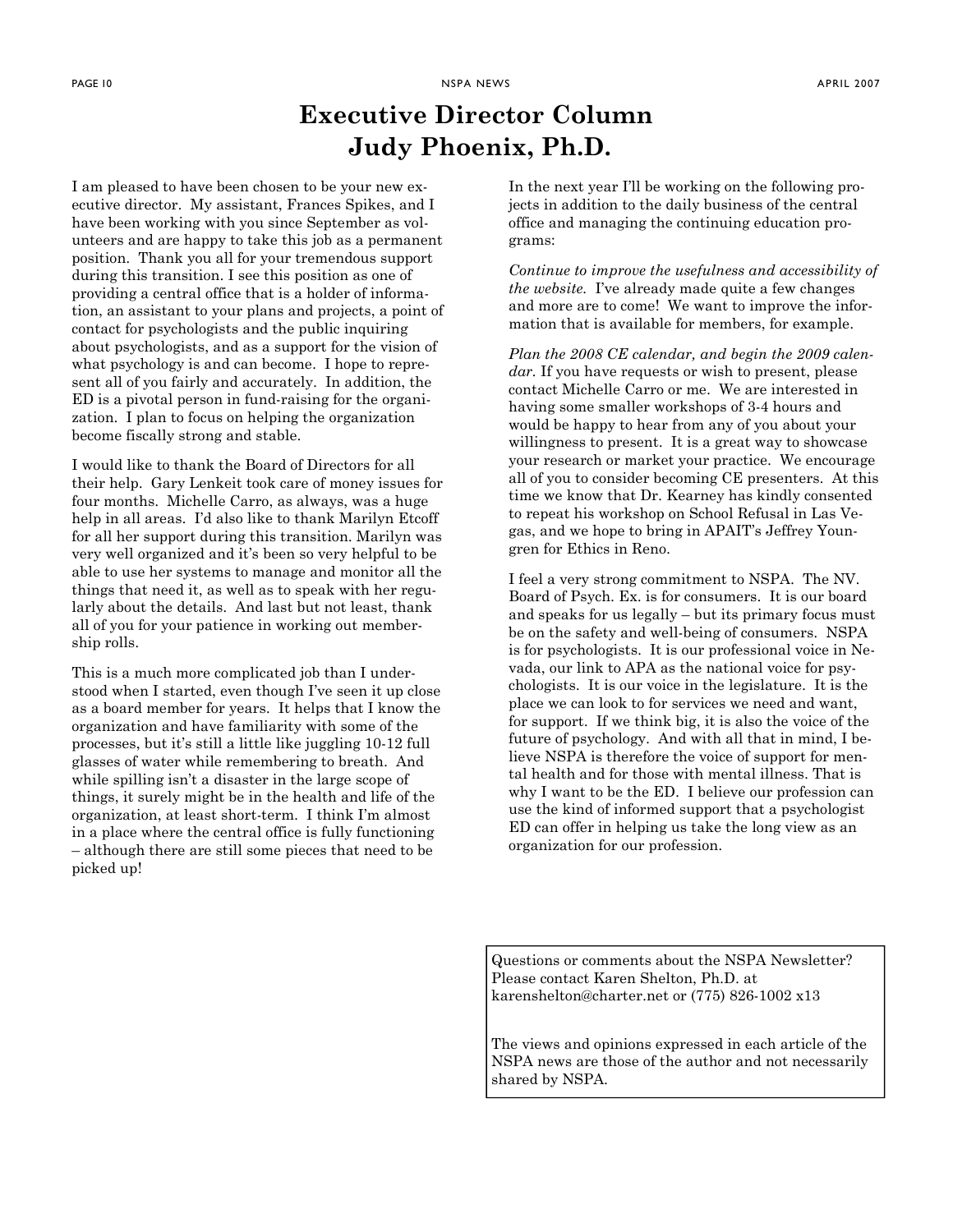# Executive Director Column
# Judy Phoenix, Ph.D.

I am pleased to have been chosen to be your new executive director. My assistant, Frances Spikes, and I have been working with you since September as volunteers and are happy to take this job as a permanent position. Thank you all for your tremendous support during this transition. I see this position as one of providing a central office that is a holder of information, an assistant to your plans and projects, a point of contact for psychologists and the public inquiring about psychologists, and as a support for the vision of what psychology is and can become. I hope to represent all of you fairly and accurately. In addition, the ED is a pivotal person in fund-raising for the organization. I plan to focus on helping the organization become fiscally strong and stable.

I would like to thank the Board of Directors for all their help. Gary Lenkeit took care of money issues for four months. Michelle Carro, as always, was a huge help in all areas. I'd also like to thank Marilyn Etcoff for all her support during this transition. Marilyn was very well organized and it's been so very helpful to be able to use her systems to manage and monitor all the things that need it, as well as to speak with her regularly about the details. And last but not least, thank all of you for your patience in working out membership rolls.

This is a much more complicated job than I understood when I started, even though I've seen it up close as a board member for years. It helps that I know the organization and have familiarity with some of the processes, but it's still a little like juggling 10-12 full glasses of water while remembering to breath. And while spilling isn't a disaster in the large scope of things, it surely might be in the health and life of the organization, at least short-term. I think I'm almost in a place where the central office is fully functioning – although there are still some pieces that need to be picked up!

In the next year I'll be working on the following projects in addition to the daily business of the central office and managing the continuing education programs:

*Continue to improve the usefulness and accessibility of the website.* I've already made quite a few changes and more are to come! We want to improve the information that is available for members, for example.

*Plan the 2008 CE calendar, and begin the 2009 calendar.* If you have requests or wish to present, please contact Michelle Carro or me. We are interested in having some smaller workshops of 3-4 hours and would be happy to hear from any of you about your willingness to present. It is a great way to showcase your research or market your practice. We encourage all of you to consider becoming CE presenters. At this time we know that Dr. Kearney has kindly consented to repeat his workshop on School Refusal in Las Vegas, and we hope to bring in APAIT's Jeffrey Youngren for Ethics in Reno.

I feel a very strong commitment to NSPA. The NV. Board of Psych. Ex. is for consumers. It is our board and speaks for us legally – but its primary focus must be on the safety and well-being of consumers. NSPA is for psychologists. It is our professional voice in Nevada, our link to APA as the national voice for psychologists. It is our voice in the legislature. It is the place we can look to for services we need and want, for support. If we think big, it is also the voice of the future of psychology. And with all that in mind, I believe NSPA is therefore the voice of support for mental health and for those with mental illness. That is why I want to be the ED. I believe our profession can use the kind of informed support that a psychologist ED can offer in helping us take the long view as an organization for our profession.

---

Questions or comments about the NSPA Newsletter? Please contact Karen Shelton, Ph.D. at karenshelton@charter.net or (775) 826-1002 x13

The views and opinions expressed in each article of the NSPA news are those of the author and not necessarily shared by NSPA.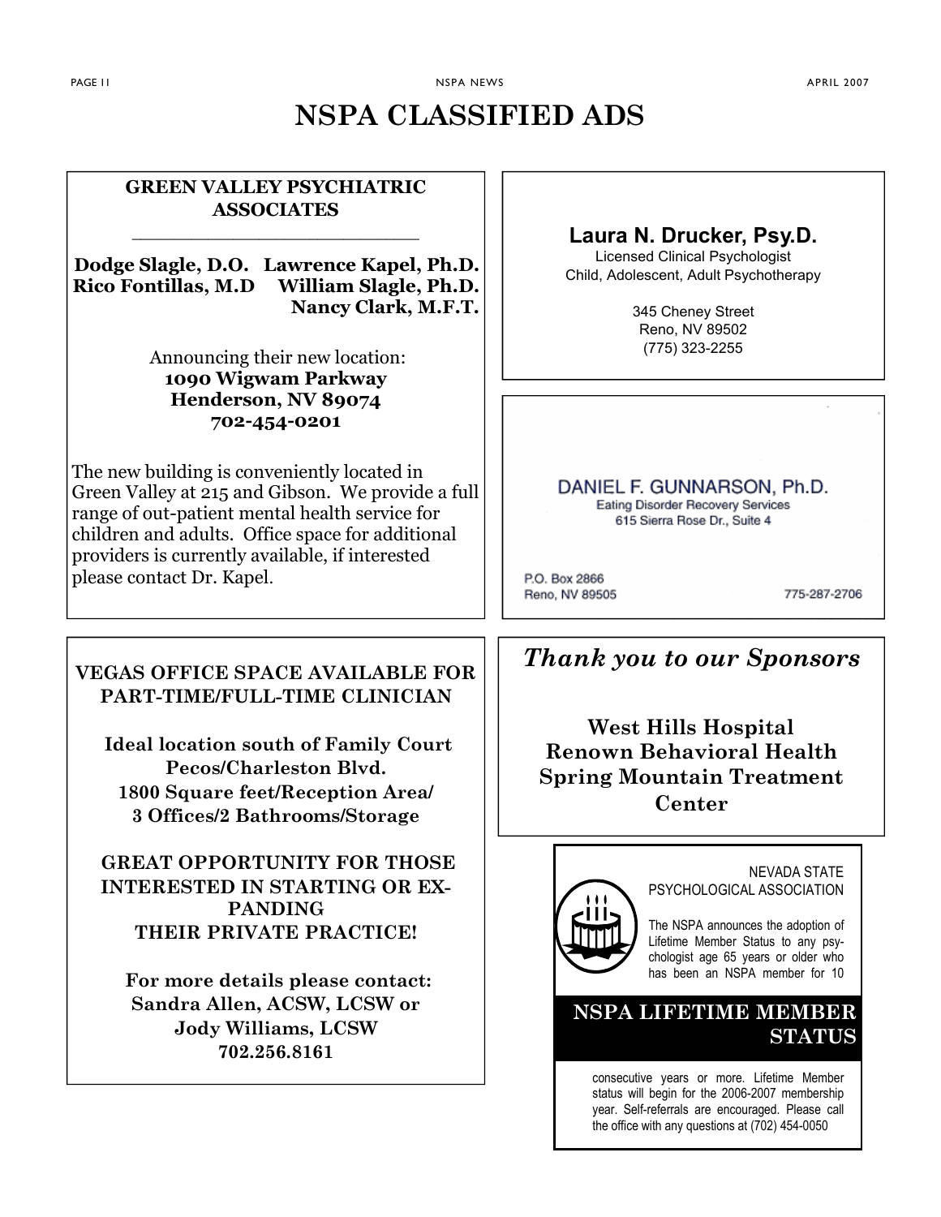# NSPA CLASSIFIED ADS

**GREEN VALLEY PSYCHIATRIC ASSOCIATES**

---

**Dodge Slagle, D.O.   Lawrence Kapel, Ph.D.**
**Rico Fontillas, M.D   William Slagle, Ph.D.**
**Nancy Clark, M.F.T.**

Announcing their new location:
**1090 Wigwam Parkway**
**Henderson, NV 89074**
**702-454-0201**

The new building is conveniently located in Green Valley at 215 and Gibson. We provide a full range of out-patient mental health service for children and adults. Office space for additional providers is currently available, if interested please contact Dr. Kapel.

**Laura N. Drucker, Psy.D.**
Licensed Clinical Psychologist
Child, Adolescent, Adult Psychotherapy

345 Cheney Street
Reno, NV 89502
(775) 323-2255

DANIEL F. GUNNARSON, Ph.D.
Eating Disorder Recovery Services
615 Sierra Rose Dr., Suite 4

P.O. Box 2866
Reno, NV 89505
775-287-2706

**VEGAS OFFICE SPACE AVAILABLE FOR PART-TIME/FULL-TIME CLINICIAN**

**Ideal location south of Family Court**
**Pecos/Charleston Blvd.**
**1800 Square feet/Reception Area/**
**3 Offices/2 Bathrooms/Storage**

**GREAT OPPORTUNITY FOR THOSE INTERESTED IN STARTING OR EXPANDING THEIR PRIVATE PRACTICE!**

**For more details please contact:**
**Sandra Allen, ACSW, LCSW or**
**Jody Williams, LCSW**
**702.256.8161**

***Thank you to our Sponsors***

**West Hills Hospital**
**Renown Behavioral Health**
**Spring Mountain Treatment Center**

NEVADA STATE PSYCHOLOGICAL ASSOCIATION

**NSPA LIFETIME MEMBER STATUS**

The NSPA announces the adoption of Lifetime Member Status to any psychologist age 65 years or older who has been an NSPA member for 10 consecutive years or more. Lifetime Member status will begin for the 2006-2007 membership year. Self-referrals are encouraged. Please call the office with any questions at (702) 454-0050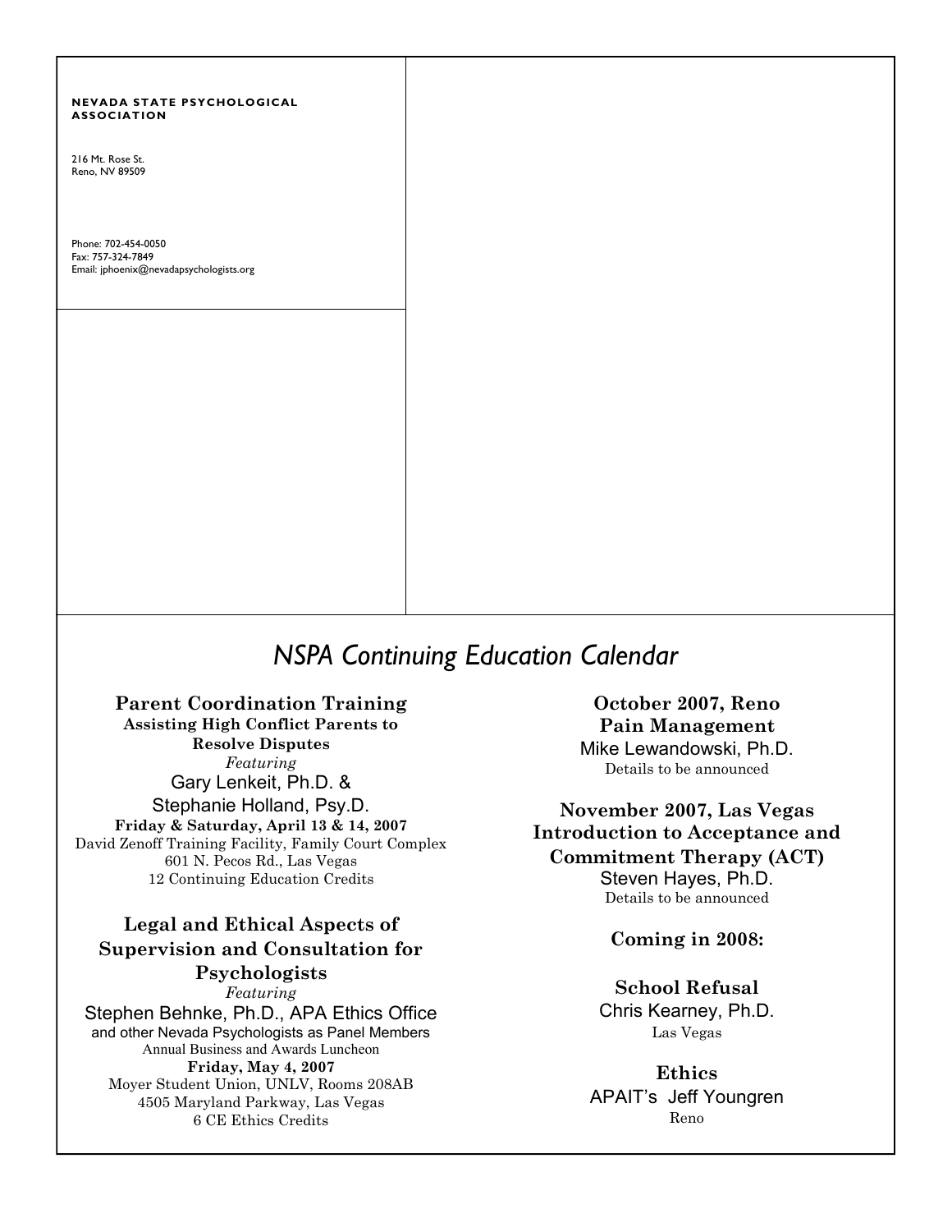**NEVADA STATE PSYCHOLOGICAL ASSOCIATION**

216 Mt. Rose St.
Reno, NV 89509

Phone: 702-454-0050
Fax: 757-324-7849
Email: jphoenix@nevadapsychologists.org

## *NSPA Continuing Education Calendar*

**Parent Coordination Training**
**Assisting High Conflict Parents to Resolve Disputes**
*Featuring*
Gary Lenkeit, Ph.D. &
Stephanie Holland, Psy.D.
**Friday & Saturday, April 13 & 14, 2007**
David Zenoff Training Facility, Family Court Complex
601 N. Pecos Rd., Las Vegas
12 Continuing Education Credits

**Legal and Ethical Aspects of Supervision and Consultation for Psychologists**
*Featuring*
Stephen Behnke, Ph.D., APA Ethics Office
and other Nevada Psychologists as Panel Members
Annual Business and Awards Luncheon
**Friday, May 4, 2007**
Moyer Student Union, UNLV, Rooms 208AB
4505 Maryland Parkway, Las Vegas
6 CE Ethics Credits

**October 2007, Reno**
**Pain Management**
Mike Lewandowski, Ph.D.
Details to be announced

**November 2007, Las Vegas**
**Introduction to Acceptance and Commitment Therapy (ACT)**
Steven Hayes, Ph.D.
Details to be announced

**Coming in 2008:**

**School Refusal**
Chris Kearney, Ph.D.
Las Vegas

**Ethics**
APAIT's Jeff Youngren
Reno